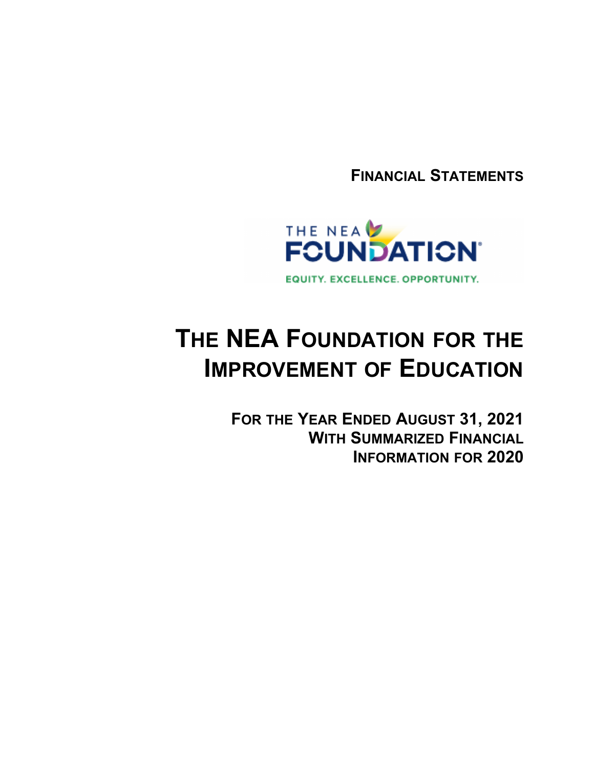**FINANCIAL STATEMENTS**

THE NEA FOUNDATION

EQUITY. EXCELLENCE. OPPORTUNITY.

# THE NEA FOUNDATION FOR THE IMPROVEMENT OF EDUCATION

**FOR THE YEAR ENDED AUGUST 31, 2021**
**WITH SUMMARIZED FINANCIAL INFORMATION FOR 2020**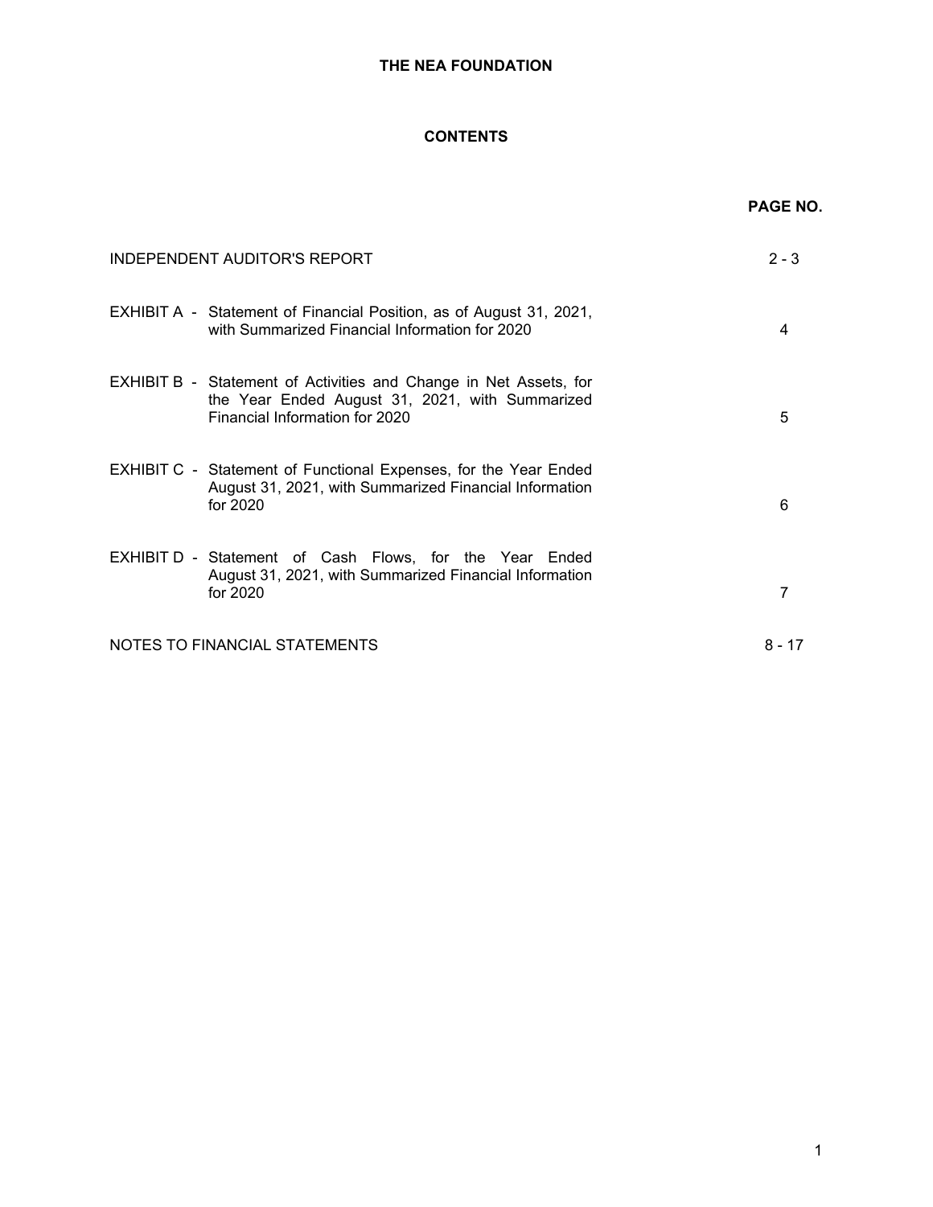**THE NEA FOUNDATION**

**CONTENTS**

| | **PAGE NO.** |
|---|---|
| INDEPENDENT AUDITOR'S REPORT | 2 - 3 |
| EXHIBIT A - Statement of Financial Position, as of August 31, 2021, with Summarized Financial Information for 2020 | 4 |
| EXHIBIT B - Statement of Activities and Change in Net Assets, for the Year Ended August 31, 2021, with Summarized Financial Information for 2020 | 5 |
| EXHIBIT C - Statement of Functional Expenses, for the Year Ended August 31, 2021, with Summarized Financial Information for 2020 | 6 |
| EXHIBIT D - Statement of Cash Flows, for the Year Ended August 31, 2021, with Summarized Financial Information for 2020 | 7 |
| NOTES TO FINANCIAL STATEMENTS | 8 - 17 |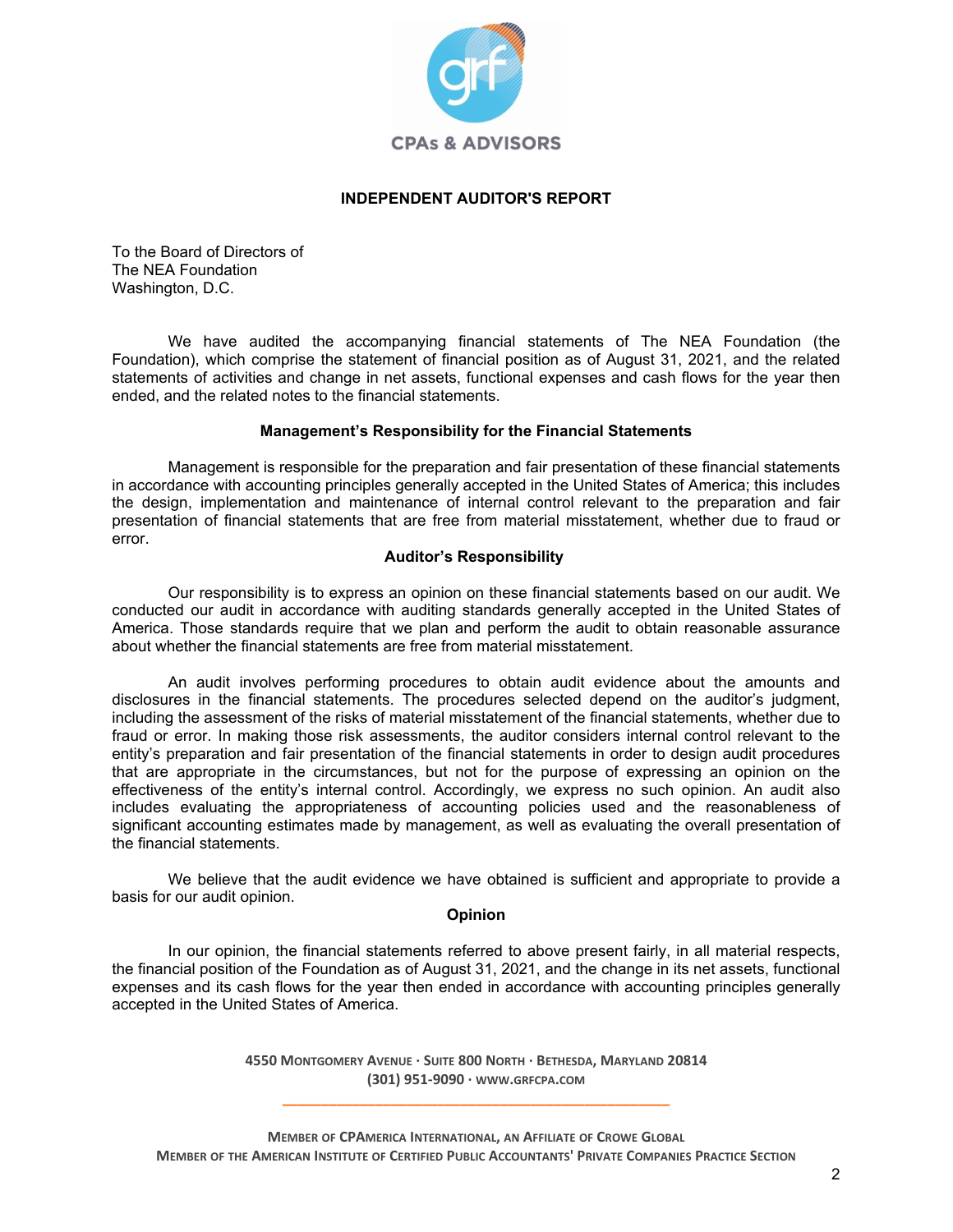CPAs & ADVISORS

## INDEPENDENT AUDITOR'S REPORT

To the Board of Directors of
The NEA Foundation
Washington, D.C.

We have audited the accompanying financial statements of The NEA Foundation (the Foundation), which comprise the statement of financial position as of August 31, 2021, and the related statements of activities and change in net assets, functional expenses and cash flows for the year then ended, and the related notes to the financial statements.

### Management's Responsibility for the Financial Statements

Management is responsible for the preparation and fair presentation of these financial statements in accordance with accounting principles generally accepted in the United States of America; this includes the design, implementation and maintenance of internal control relevant to the preparation and fair presentation of financial statements that are free from material misstatement, whether due to fraud or error.

### Auditor's Responsibility

Our responsibility is to express an opinion on these financial statements based on our audit. We conducted our audit in accordance with auditing standards generally accepted in the United States of America. Those standards require that we plan and perform the audit to obtain reasonable assurance about whether the financial statements are free from material misstatement.

An audit involves performing procedures to obtain audit evidence about the amounts and disclosures in the financial statements. The procedures selected depend on the auditor's judgment, including the assessment of the risks of material misstatement of the financial statements, whether due to fraud or error. In making those risk assessments, the auditor considers internal control relevant to the entity's preparation and fair presentation of the financial statements in order to design audit procedures that are appropriate in the circumstances, but not for the purpose of expressing an opinion on the effectiveness of the entity's internal control. Accordingly, we express no such opinion. An audit also includes evaluating the appropriateness of accounting policies used and the reasonableness of significant accounting estimates made by management, as well as evaluating the overall presentation of the financial statements.

We believe that the audit evidence we have obtained is sufficient and appropriate to provide a basis for our audit opinion.

### Opinion

In our opinion, the financial statements referred to above present fairly, in all material respects, the financial position of the Foundation as of August 31, 2021, and the change in its net assets, functional expenses and its cash flows for the year then ended in accordance with accounting principles generally accepted in the United States of America.

4550 Montgomery Avenue · Suite 800 North · Bethesda, Maryland 20814
(301) 951-9090 · www.grfcpa.com

Member of CPAmerica International, an Affiliate of Crowe Global
Member of the American Institute of Certified Public Accountants' Private Companies Practice Section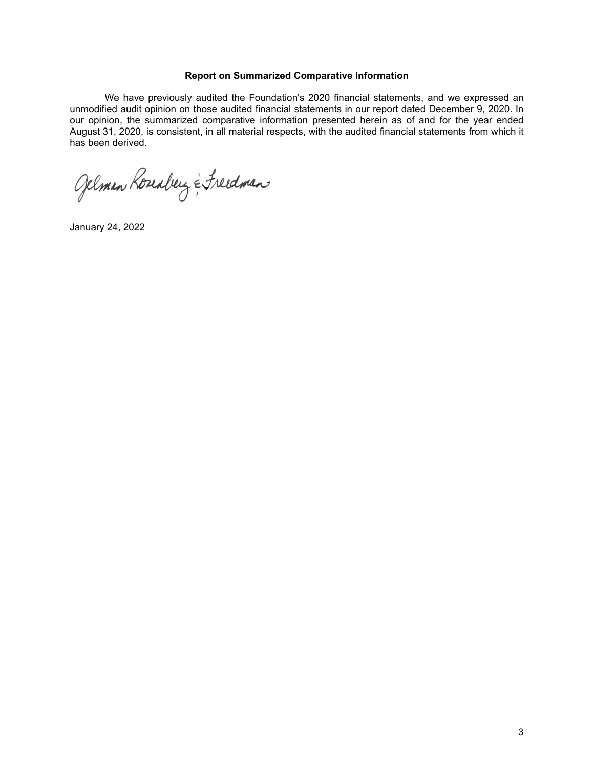### Report on Summarized Comparative Information

We have previously audited the Foundation's 2020 financial statements, and we expressed an unmodified audit opinion on those audited financial statements in our report dated December 9, 2020. In our opinion, the summarized comparative information presented herein as of and for the year ended August 31, 2020, is consistent, in all material respects, with the audited financial statements from which it has been derived.

Gelman Rosenberg & Freedman

January 24, 2022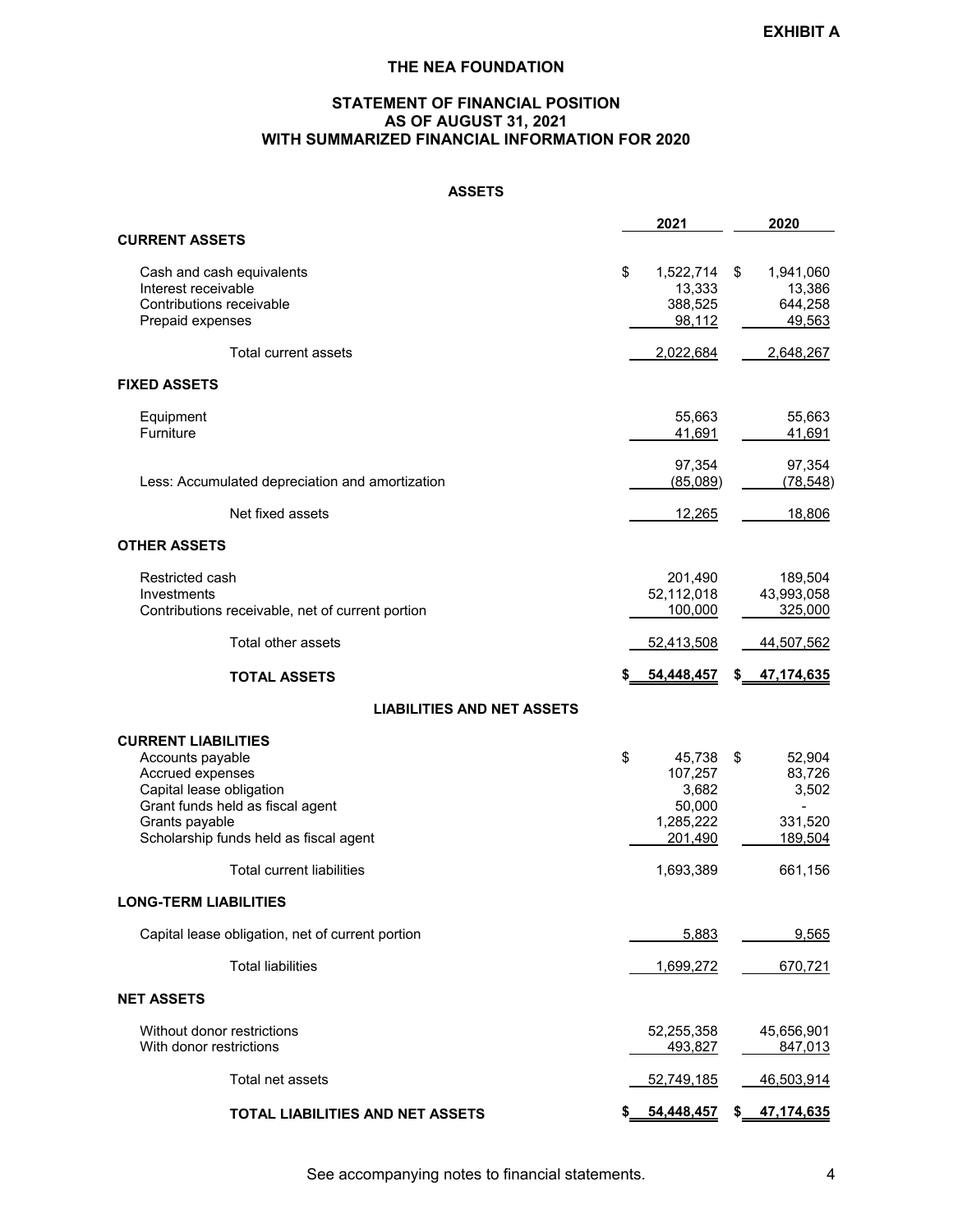**EXHIBIT A**

# THE NEA FOUNDATION

## STATEMENT OF FINANCIAL POSITION AS OF AUGUST 31, 2021 WITH SUMMARIZED FINANCIAL INFORMATION FOR 2020

### ASSETS

| | 2021 | 2020 |
|---|---|---|
| **CURRENT ASSETS** | | |
| Cash and cash equivalents | $ 1,522,714 | $ 1,941,060 |
| Interest receivable | 13,333 | 13,386 |
| Contributions receivable | 388,525 | 644,258 |
| Prepaid expenses | 98,112 | 49,563 |
| Total current assets | 2,022,684 | 2,648,267 |
| **FIXED ASSETS** | | |
| Equipment | 55,663 | 55,663 |
| Furniture | 41,691 | 41,691 |
| | 97,354 | 97,354 |
| Less: Accumulated depreciation and amortization | (85,089) | (78,548) |
| Net fixed assets | 12,265 | 18,806 |
| **OTHER ASSETS** | | |
| Restricted cash | 201,490 | 189,504 |
| Investments | 52,112,018 | 43,993,058 |
| Contributions receivable, net of current portion | 100,000 | 325,000 |
| Total other assets | 52,413,508 | 44,507,562 |
| **TOTAL ASSETS** | **$ 54,448,457** | **$ 47,174,635** |

### LIABILITIES AND NET ASSETS

| | 2021 | 2020 |
|---|---|---|
| **CURRENT LIABILITIES** | | |
| Accounts payable | $ 45,738 | $ 52,904 |
| Accrued expenses | 107,257 | 83,726 |
| Capital lease obligation | 3,682 | 3,502 |
| Grant funds held as fiscal agent | 50,000 | - |
| Grants payable | 1,285,222 | 331,520 |
| Scholarship funds held as fiscal agent | 201,490 | 189,504 |
| Total current liabilities | 1,693,389 | 661,156 |
| **LONG-TERM LIABILITIES** | | |
| Capital lease obligation, net of current portion | 5,883 | 9,565 |
| Total liabilities | 1,699,272 | 670,721 |
| **NET ASSETS** | | |
| Without donor restrictions | 52,255,358 | 45,656,901 |
| With donor restrictions | 493,827 | 847,013 |
| Total net assets | 52,749,185 | 46,503,914 |
| **TOTAL LIABILITIES AND NET ASSETS** | **$ 54,448,457** | **$ 47,174,635** |

See accompanying notes to financial statements.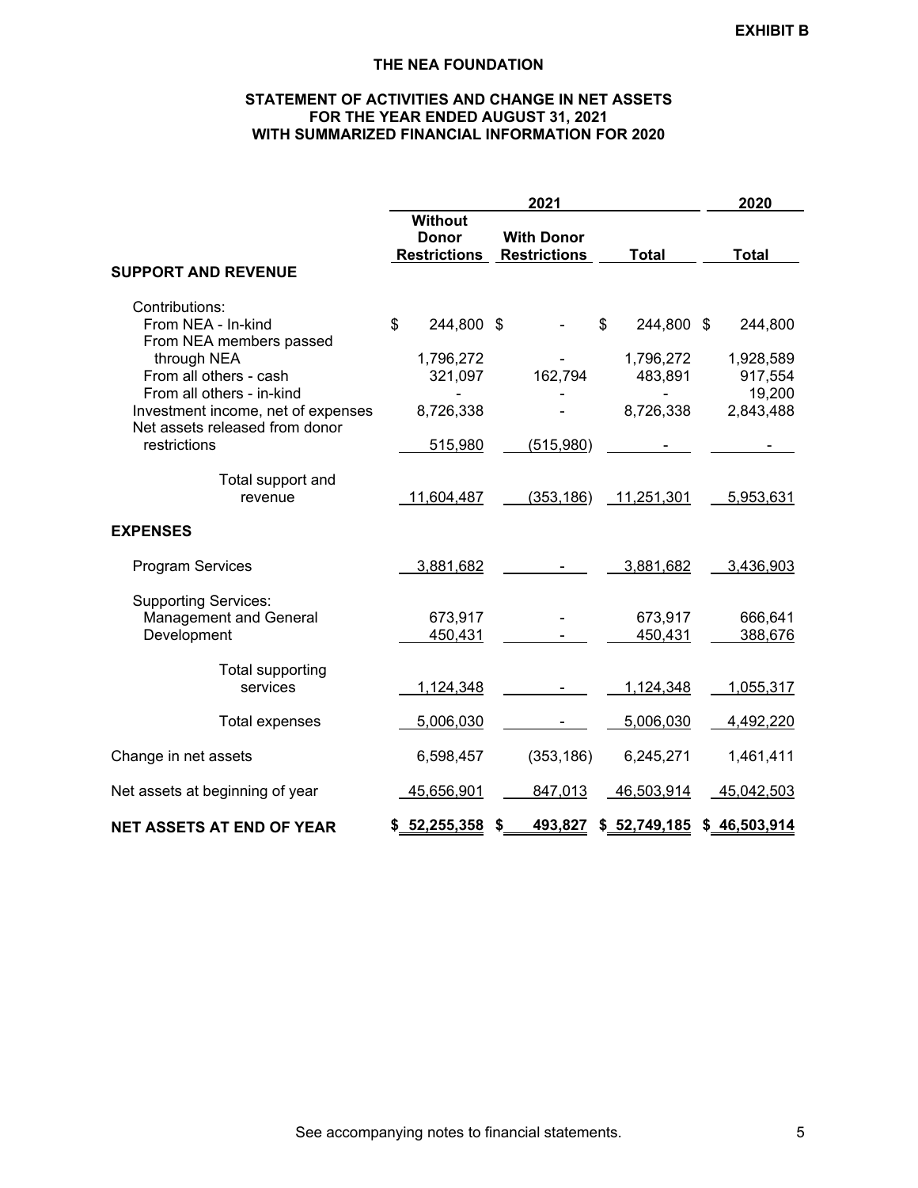**EXHIBIT B**

# THE NEA FOUNDATION

## STATEMENT OF ACTIVITIES AND CHANGE IN NET ASSETS
## FOR THE YEAR ENDED AUGUST 31, 2021
## WITH SUMMARIZED FINANCIAL INFORMATION FOR 2020

| | 2021 | | | 2020 |
|---|---|---|---|---|
| | Without Donor Restrictions | With Donor Restrictions | Total | Total |
| **SUPPORT AND REVENUE** | | | | |
| Contributions: | | | | |
| From NEA - In-kind | $ 244,800 | $ - | $ 244,800 | $ 244,800 |
| From NEA members passed through NEA | 1,796,272 | - | 1,796,272 | 1,928,589 |
| From all others - cash | 321,097 | 162,794 | 483,891 | 917,554 |
| From all others - in-kind | - | - | - | 19,200 |
| Investment income, net of expenses | 8,726,338 | - | 8,726,338 | 2,843,488 |
| Net assets released from donor restrictions | 515,980 | (515,980) | - | - |
| Total support and revenue | 11,604,487 | (353,186) | 11,251,301 | 5,953,631 |
| **EXPENSES** | | | | |
| Program Services | 3,881,682 | - | 3,881,682 | 3,436,903 |
| Supporting Services: | | | | |
| Management and General | 673,917 | - | 673,917 | 666,641 |
| Development | 450,431 | - | 450,431 | 388,676 |
| Total supporting services | 1,124,348 | - | 1,124,348 | 1,055,317 |
| Total expenses | 5,006,030 | - | 5,006,030 | 4,492,220 |
| Change in net assets | 6,598,457 | (353,186) | 6,245,271 | 1,461,411 |
| Net assets at beginning of year | 45,656,901 | 847,013 | 46,503,914 | 45,042,503 |
| **NET ASSETS AT END OF YEAR** | **$ 52,255,358** | **$ 493,827** | **$ 52,749,185** | **$ 46,503,914** |

See accompanying notes to financial statements.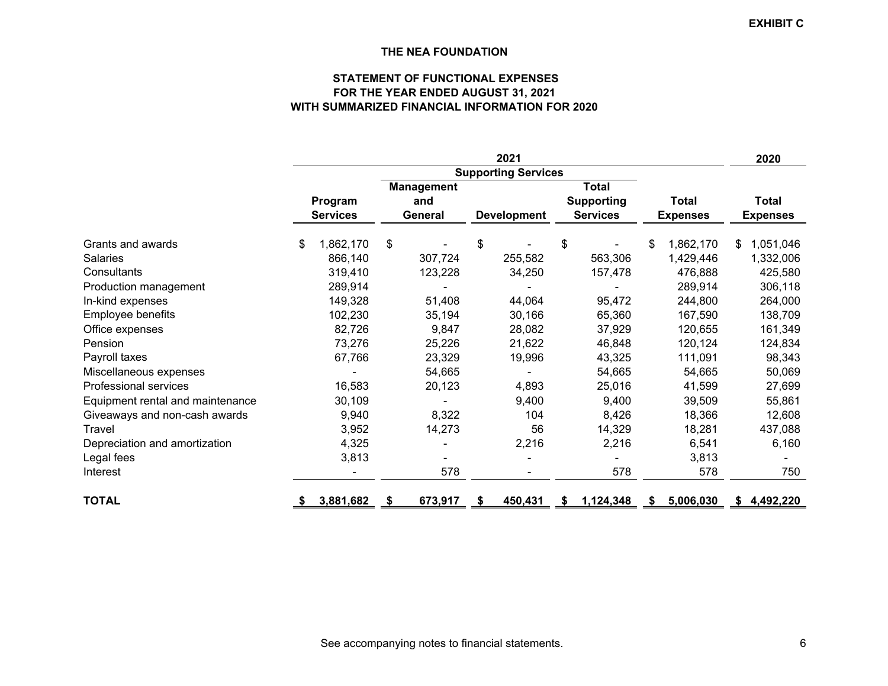EXHIBIT C

# THE NEA FOUNDATION

## STATEMENT OF FUNCTIONAL EXPENSES
## FOR THE YEAR ENDED AUGUST 31, 2021
## WITH SUMMARIZED FINANCIAL INFORMATION FOR 2020

| | 2021 | | | | | 2020 |
|---|---|---|---|---|---|---|
| | | Supporting Services | | | | |
| | Program Services | Management and General | Development | Total Supporting Services | Total Expenses | Total Expenses |
| Grants and awards | $ 1,862,170 | $ - | $ - | $ - | $ 1,862,170 | $ 1,051,046 |
| Salaries | 866,140 | 307,724 | 255,582 | 563,306 | 1,429,446 | 1,332,006 |
| Consultants | 319,410 | 123,228 | 34,250 | 157,478 | 476,888 | 425,580 |
| Production management | 289,914 | - | - | - | 289,914 | 306,118 |
| In-kind expenses | 149,328 | 51,408 | 44,064 | 95,472 | 244,800 | 264,000 |
| Employee benefits | 102,230 | 35,194 | 30,166 | 65,360 | 167,590 | 138,709 |
| Office expenses | 82,726 | 9,847 | 28,082 | 37,929 | 120,655 | 161,349 |
| Pension | 73,276 | 25,226 | 21,622 | 46,848 | 120,124 | 124,834 |
| Payroll taxes | 67,766 | 23,329 | 19,996 | 43,325 | 111,091 | 98,343 |
| Miscellaneous expenses | - | 54,665 | - | 54,665 | 54,665 | 50,069 |
| Professional services | 16,583 | 20,123 | 4,893 | 25,016 | 41,599 | 27,699 |
| Equipment rental and maintenance | 30,109 | - | 9,400 | 9,400 | 39,509 | 55,861 |
| Giveaways and non-cash awards | 9,940 | 8,322 | 104 | 8,426 | 18,366 | 12,608 |
| Travel | 3,952 | 14,273 | 56 | 14,329 | 18,281 | 437,088 |
| Depreciation and amortization | 4,325 | - | 2,216 | 2,216 | 6,541 | 6,160 |
| Legal fees | 3,813 | - | - | - | 3,813 | - |
| Interest | - | 578 | - | 578 | 578 | 750 |
| **TOTAL** | **$ 3,881,682** | **$ 673,917** | **$ 450,431** | **$ 1,124,348** | **$ 5,006,030** | **$ 4,492,220** |

See accompanying notes to financial statements.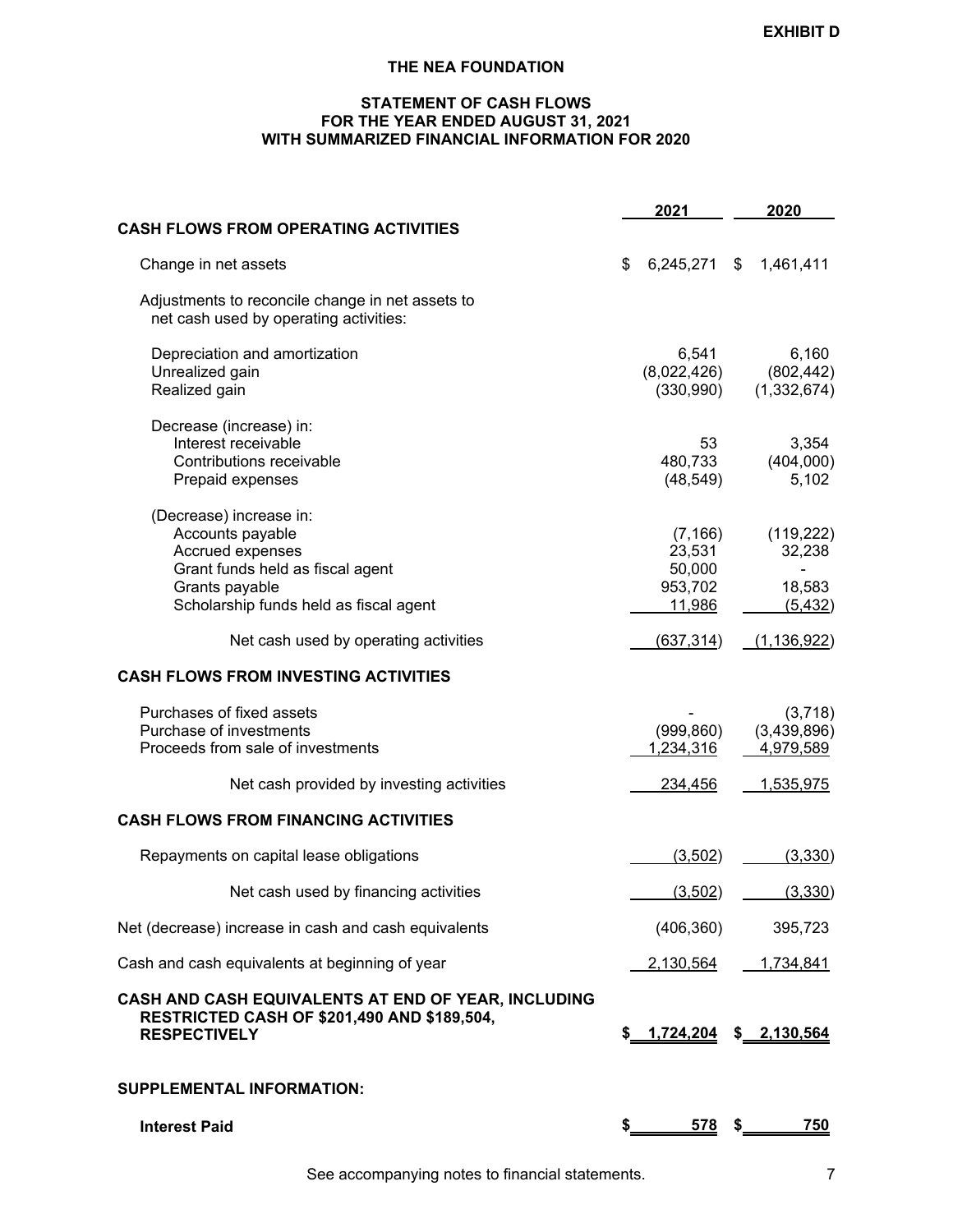**EXHIBIT D**

# THE NEA FOUNDATION

## STATEMENT OF CASH FLOWS
## FOR THE YEAR ENDED AUGUST 31, 2021
## WITH SUMMARIZED FINANCIAL INFORMATION FOR 2020

| | 2021 | 2020 |
|---|---|---|
| **CASH FLOWS FROM OPERATING ACTIVITIES** | | |
| Change in net assets | $ 6,245,271 | $ 1,461,411 |
| Adjustments to reconcile change in net assets to net cash used by operating activities: | | |
| Depreciation and amortization | 6,541 | 6,160 |
| Unrealized gain | (8,022,426) | (802,442) |
| Realized gain | (330,990) | (1,332,674) |
| Decrease (increase) in: | | |
| Interest receivable | 53 | 3,354 |
| Contributions receivable | 480,733 | (404,000) |
| Prepaid expenses | (48,549) | 5,102 |
| (Decrease) increase in: | | |
| Accounts payable | (7,166) | (119,222) |
| Accrued expenses | 23,531 | 32,238 |
| Grant funds held as fiscal agent | 50,000 | - |
| Grants payable | 953,702 | 18,583 |
| Scholarship funds held as fiscal agent | 11,986 | (5,432) |
| Net cash used by operating activities | (637,314) | (1,136,922) |
| **CASH FLOWS FROM INVESTING ACTIVITIES** | | |
| Purchases of fixed assets | - | (3,718) |
| Purchase of investments | (999,860) | (3,439,896) |
| Proceeds from sale of investments | 1,234,316 | 4,979,589 |
| Net cash provided by investing activities | 234,456 | 1,535,975 |
| **CASH FLOWS FROM FINANCING ACTIVITIES** | | |
| Repayments on capital lease obligations | (3,502) | (3,330) |
| Net cash used by financing activities | (3,502) | (3,330) |
| Net (decrease) increase in cash and cash equivalents | (406,360) | 395,723 |
| Cash and cash equivalents at beginning of year | 2,130,564 | 1,734,841 |
| **CASH AND CASH EQUIVALENTS AT END OF YEAR, INCLUDING RESTRICTED CASH OF $201,490 AND $189,504, RESPECTIVELY** | **$ 1,724,204** | **$ 2,130,564** |
| **SUPPLEMENTAL INFORMATION:** | | |
| **Interest Paid** | **$ 578** | **$ 750** |

See accompanying notes to financial statements.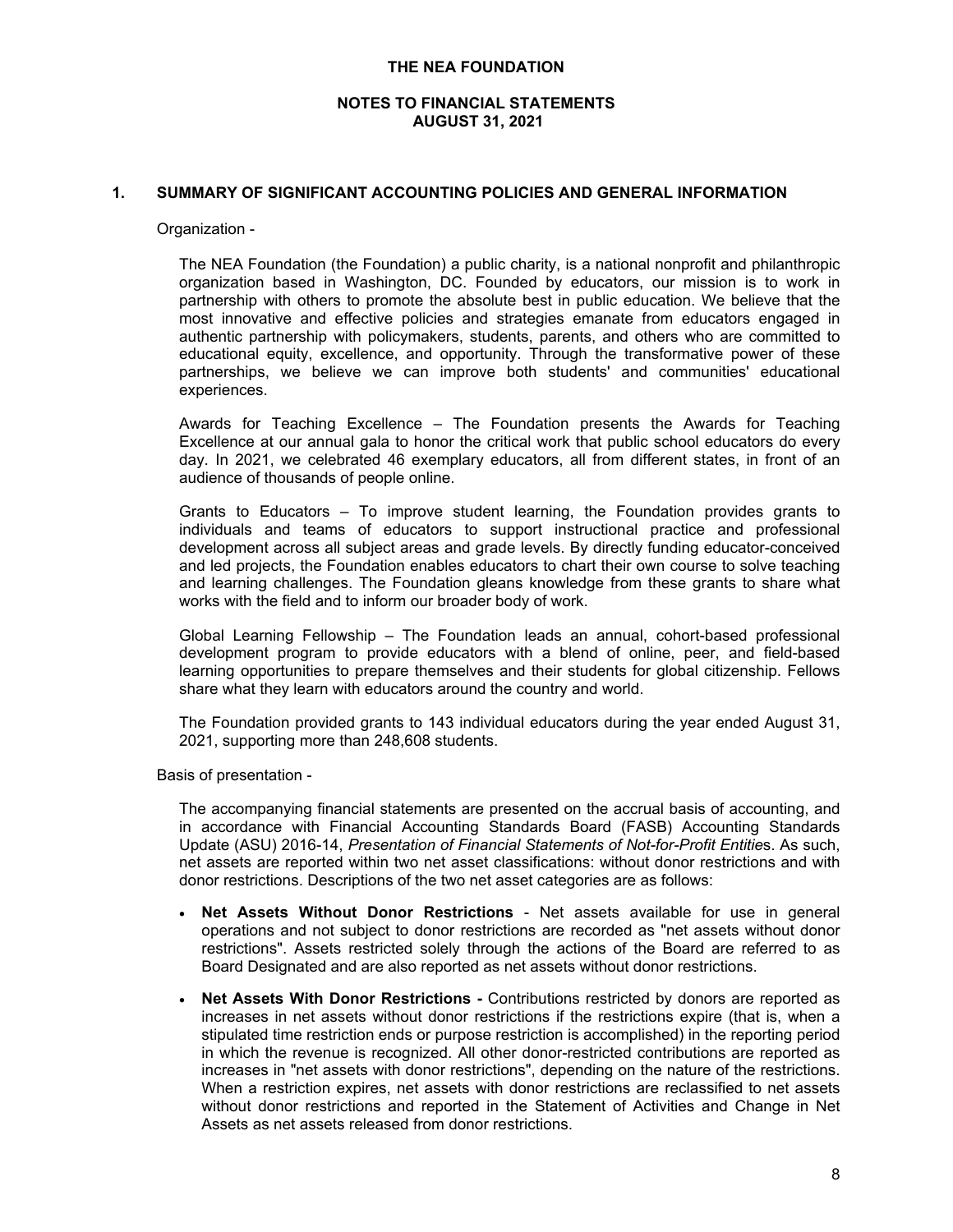# THE NEA FOUNDATION

## NOTES TO FINANCIAL STATEMENTS
## AUGUST 31, 2021

### 1. SUMMARY OF SIGNIFICANT ACCOUNTING POLICIES AND GENERAL INFORMATION

Organization -

The NEA Foundation (the Foundation) a public charity, is a national nonprofit and philanthropic organization based in Washington, DC. Founded by educators, our mission is to work in partnership with others to promote the absolute best in public education. We believe that the most innovative and effective policies and strategies emanate from educators engaged in authentic partnership with policymakers, students, parents, and others who are committed to educational equity, excellence, and opportunity. Through the transformative power of these partnerships, we believe we can improve both students' and communities' educational experiences.

Awards for Teaching Excellence – The Foundation presents the Awards for Teaching Excellence at our annual gala to honor the critical work that public school educators do every day. In 2021, we celebrated 46 exemplary educators, all from different states, in front of an audience of thousands of people online.

Grants to Educators – To improve student learning, the Foundation provides grants to individuals and teams of educators to support instructional practice and professional development across all subject areas and grade levels. By directly funding educator-conceived and led projects, the Foundation enables educators to chart their own course to solve teaching and learning challenges. The Foundation gleans knowledge from these grants to share what works with the field and to inform our broader body of work.

Global Learning Fellowship – The Foundation leads an annual, cohort-based professional development program to provide educators with a blend of online, peer, and field-based learning opportunities to prepare themselves and their students for global citizenship. Fellows share what they learn with educators around the country and world.

The Foundation provided grants to 143 individual educators during the year ended August 31, 2021, supporting more than 248,608 students.

Basis of presentation -

The accompanying financial statements are presented on the accrual basis of accounting, and in accordance with Financial Accounting Standards Board (FASB) Accounting Standards Update (ASU) 2016-14, *Presentation of Financial Statements of Not-for-Profit Entities*. As such, net assets are reported within two net asset classifications: without donor restrictions and with donor restrictions. Descriptions of the two net asset categories are as follows:

- **Net Assets Without Donor Restrictions** - Net assets available for use in general operations and not subject to donor restrictions are recorded as "net assets without donor restrictions". Assets restricted solely through the actions of the Board are referred to as Board Designated and are also reported as net assets without donor restrictions.
- **Net Assets With Donor Restrictions -** Contributions restricted by donors are reported as increases in net assets without donor restrictions if the restrictions expire (that is, when a stipulated time restriction ends or purpose restriction is accomplished) in the reporting period in which the revenue is recognized. All other donor-restricted contributions are reported as increases in "net assets with donor restrictions", depending on the nature of the restrictions. When a restriction expires, net assets with donor restrictions are reclassified to net assets without donor restrictions and reported in the Statement of Activities and Change in Net Assets as net assets released from donor restrictions.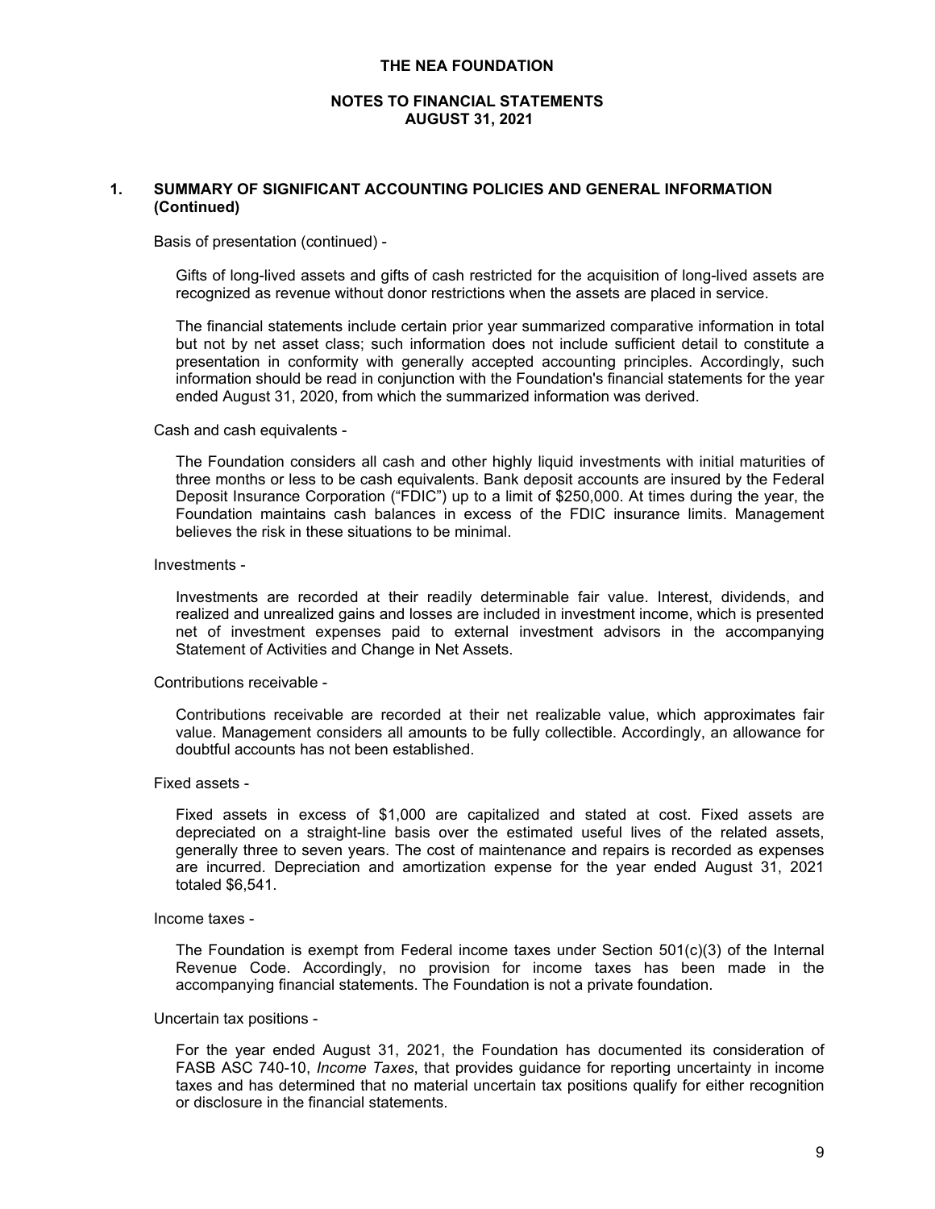# THE NEA FOUNDATION

## NOTES TO FINANCIAL STATEMENTS
## AUGUST 31, 2021

### 1. SUMMARY OF SIGNIFICANT ACCOUNTING POLICIES AND GENERAL INFORMATION (Continued)

Basis of presentation (continued) -

Gifts of long-lived assets and gifts of cash restricted for the acquisition of long-lived assets are recognized as revenue without donor restrictions when the assets are placed in service.

The financial statements include certain prior year summarized comparative information in total but not by net asset class; such information does not include sufficient detail to constitute a presentation in conformity with generally accepted accounting principles. Accordingly, such information should be read in conjunction with the Foundation's financial statements for the year ended August 31, 2020, from which the summarized information was derived.

Cash and cash equivalents -

The Foundation considers all cash and other highly liquid investments with initial maturities of three months or less to be cash equivalents. Bank deposit accounts are insured by the Federal Deposit Insurance Corporation ("FDIC") up to a limit of $250,000. At times during the year, the Foundation maintains cash balances in excess of the FDIC insurance limits. Management believes the risk in these situations to be minimal.

Investments -

Investments are recorded at their readily determinable fair value. Interest, dividends, and realized and unrealized gains and losses are included in investment income, which is presented net of investment expenses paid to external investment advisors in the accompanying Statement of Activities and Change in Net Assets.

Contributions receivable -

Contributions receivable are recorded at their net realizable value, which approximates fair value. Management considers all amounts to be fully collectible. Accordingly, an allowance for doubtful accounts has not been established.

Fixed assets -

Fixed assets in excess of $1,000 are capitalized and stated at cost. Fixed assets are depreciated on a straight-line basis over the estimated useful lives of the related assets, generally three to seven years. The cost of maintenance and repairs is recorded as expenses are incurred. Depreciation and amortization expense for the year ended August 31, 2021 totaled $6,541.

Income taxes -

The Foundation is exempt from Federal income taxes under Section 501(c)(3) of the Internal Revenue Code. Accordingly, no provision for income taxes has been made in the accompanying financial statements. The Foundation is not a private foundation.

Uncertain tax positions -

For the year ended August 31, 2021, the Foundation has documented its consideration of FASB ASC 740-10, *Income Taxes*, that provides guidance for reporting uncertainty in income taxes and has determined that no material uncertain tax positions qualify for either recognition or disclosure in the financial statements.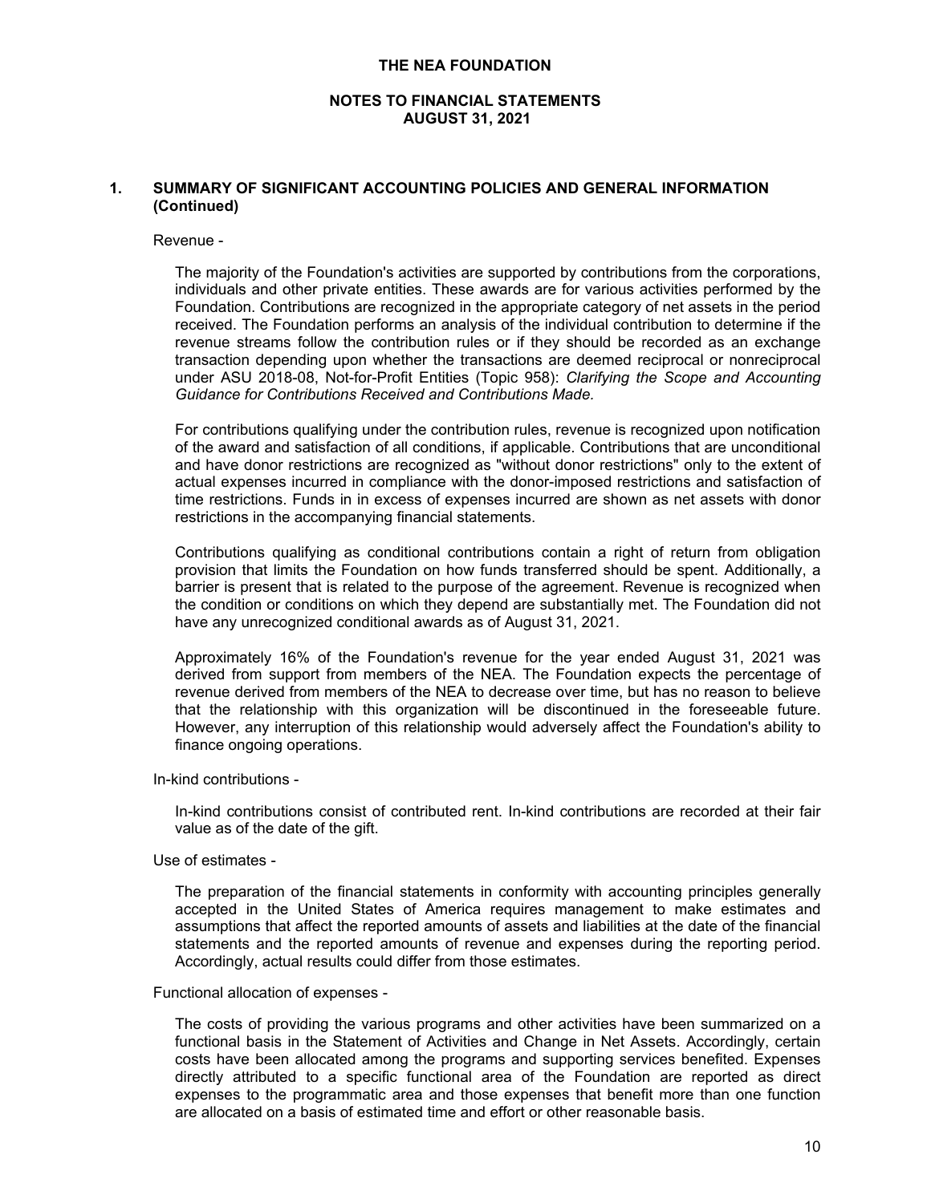**THE NEA FOUNDATION**

**NOTES TO FINANCIAL STATEMENTS**
**AUGUST 31, 2021**

## 1. SUMMARY OF SIGNIFICANT ACCOUNTING POLICIES AND GENERAL INFORMATION (Continued)

Revenue -

The majority of the Foundation's activities are supported by contributions from the corporations, individuals and other private entities. These awards are for various activities performed by the Foundation. Contributions are recognized in the appropriate category of net assets in the period received. The Foundation performs an analysis of the individual contribution to determine if the revenue streams follow the contribution rules or if they should be recorded as an exchange transaction depending upon whether the transactions are deemed reciprocal or nonreciprocal under ASU 2018-08, Not-for-Profit Entities (Topic 958): *Clarifying the Scope and Accounting Guidance for Contributions Received and Contributions Made.*

For contributions qualifying under the contribution rules, revenue is recognized upon notification of the award and satisfaction of all conditions, if applicable. Contributions that are unconditional and have donor restrictions are recognized as "without donor restrictions" only to the extent of actual expenses incurred in compliance with the donor-imposed restrictions and satisfaction of time restrictions. Funds in in excess of expenses incurred are shown as net assets with donor restrictions in the accompanying financial statements.

Contributions qualifying as conditional contributions contain a right of return from obligation provision that limits the Foundation on how funds transferred should be spent. Additionally, a barrier is present that is related to the purpose of the agreement. Revenue is recognized when the condition or conditions on which they depend are substantially met. The Foundation did not have any unrecognized conditional awards as of August 31, 2021.

Approximately 16% of the Foundation's revenue for the year ended August 31, 2021 was derived from support from members of the NEA. The Foundation expects the percentage of revenue derived from members of the NEA to decrease over time, but has no reason to believe that the relationship with this organization will be discontinued in the foreseeable future. However, any interruption of this relationship would adversely affect the Foundation's ability to finance ongoing operations.

In-kind contributions -

In-kind contributions consist of contributed rent. In-kind contributions are recorded at their fair value as of the date of the gift.

Use of estimates -

The preparation of the financial statements in conformity with accounting principles generally accepted in the United States of America requires management to make estimates and assumptions that affect the reported amounts of assets and liabilities at the date of the financial statements and the reported amounts of revenue and expenses during the reporting period. Accordingly, actual results could differ from those estimates.

Functional allocation of expenses -

The costs of providing the various programs and other activities have been summarized on a functional basis in the Statement of Activities and Change in Net Assets. Accordingly, certain costs have been allocated among the programs and supporting services benefited. Expenses directly attributed to a specific functional area of the Foundation are reported as direct expenses to the programmatic area and those expenses that benefit more than one function are allocated on a basis of estimated time and effort or other reasonable basis.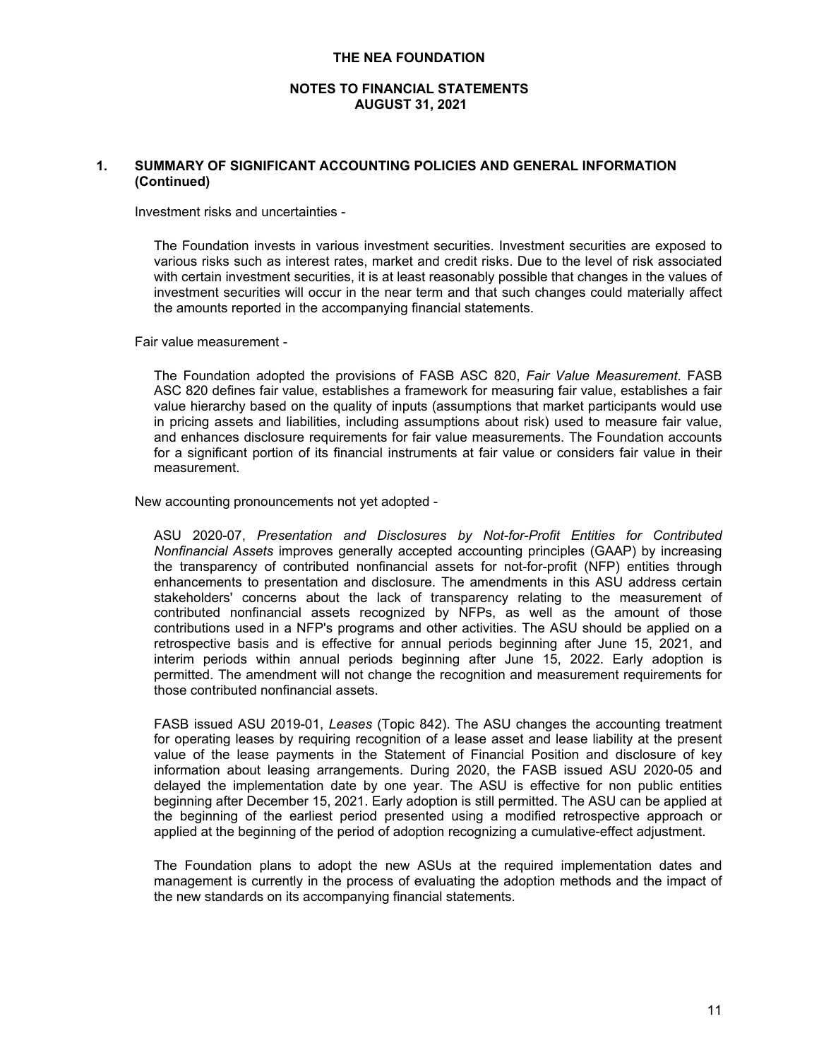THE NEA FOUNDATION

NOTES TO FINANCIAL STATEMENTS
AUGUST 31, 2021

## 1. SUMMARY OF SIGNIFICANT ACCOUNTING POLICIES AND GENERAL INFORMATION (Continued)

Investment risks and uncertainties -

The Foundation invests in various investment securities. Investment securities are exposed to various risks such as interest rates, market and credit risks. Due to the level of risk associated with certain investment securities, it is at least reasonably possible that changes in the values of investment securities will occur in the near term and that such changes could materially affect the amounts reported in the accompanying financial statements.

Fair value measurement -

The Foundation adopted the provisions of FASB ASC 820, *Fair Value Measurement*. FASB ASC 820 defines fair value, establishes a framework for measuring fair value, establishes a fair value hierarchy based on the quality of inputs (assumptions that market participants would use in pricing assets and liabilities, including assumptions about risk) used to measure fair value, and enhances disclosure requirements for fair value measurements. The Foundation accounts for a significant portion of its financial instruments at fair value or considers fair value in their measurement.

New accounting pronouncements not yet adopted -

ASU 2020-07, *Presentation and Disclosures by Not-for-Profit Entities for Contributed Nonfinancial Assets* improves generally accepted accounting principles (GAAP) by increasing the transparency of contributed nonfinancial assets for not-for-profit (NFP) entities through enhancements to presentation and disclosure. The amendments in this ASU address certain stakeholders' concerns about the lack of transparency relating to the measurement of contributed nonfinancial assets recognized by NFPs, as well as the amount of those contributions used in a NFP's programs and other activities. The ASU should be applied on a retrospective basis and is effective for annual periods beginning after June 15, 2021, and interim periods within annual periods beginning after June 15, 2022. Early adoption is permitted. The amendment will not change the recognition and measurement requirements for those contributed nonfinancial assets.

FASB issued ASU 2019-01, *Leases* (Topic 842). The ASU changes the accounting treatment for operating leases by requiring recognition of a lease asset and lease liability at the present value of the lease payments in the Statement of Financial Position and disclosure of key information about leasing arrangements. During 2020, the FASB issued ASU 2020-05 and delayed the implementation date by one year. The ASU is effective for non public entities beginning after December 15, 2021. Early adoption is still permitted. The ASU can be applied at the beginning of the earliest period presented using a modified retrospective approach or applied at the beginning of the period of adoption recognizing a cumulative-effect adjustment.

The Foundation plans to adopt the new ASUs at the required implementation dates and management is currently in the process of evaluating the adoption methods and the impact of the new standards on its accompanying financial statements.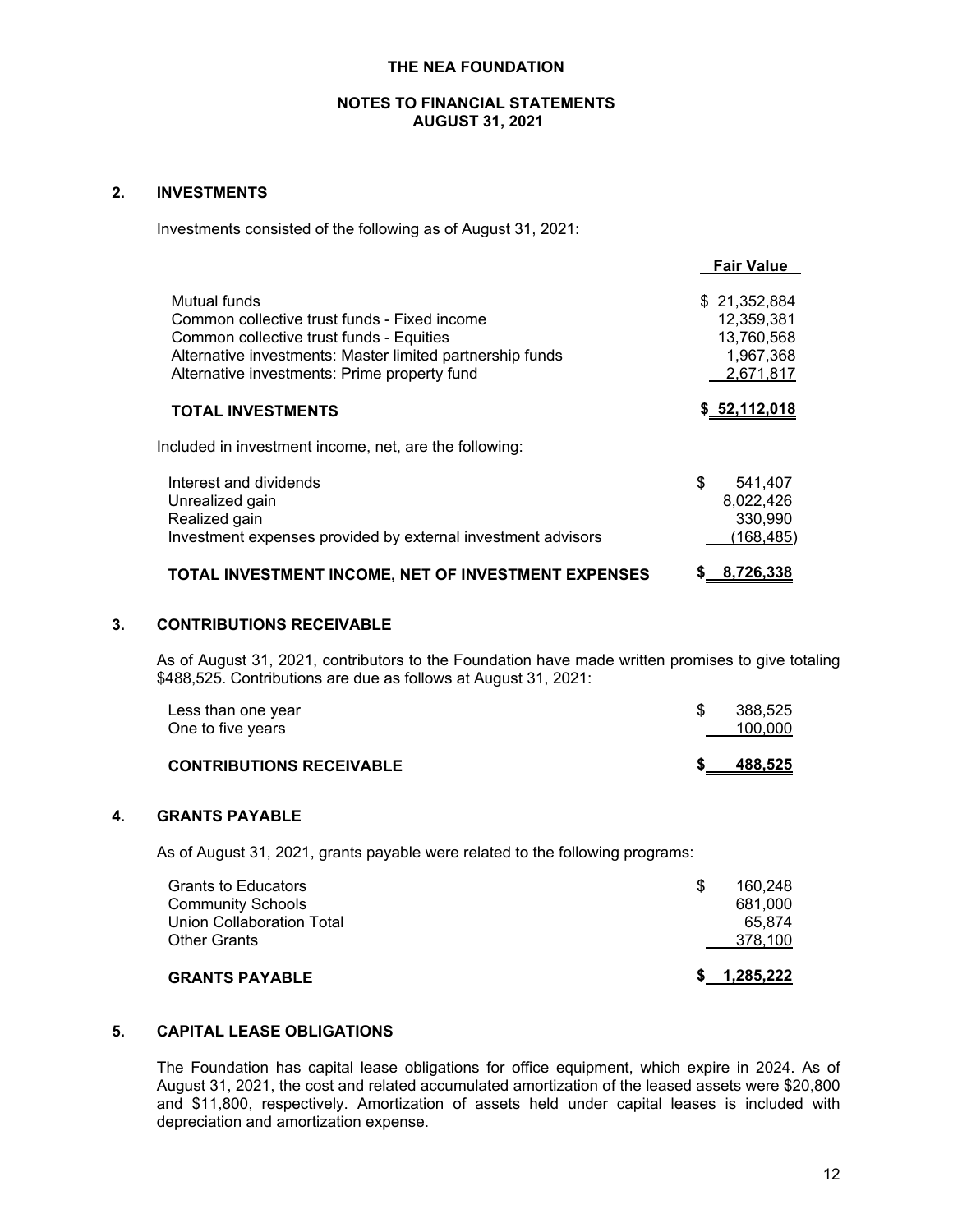**THE NEA FOUNDATION**

**NOTES TO FINANCIAL STATEMENTS**
**AUGUST 31, 2021**

## 2. INVESTMENTS

Investments consisted of the following as of August 31, 2021:

| | Fair Value |
|---|---|
| Mutual funds | $ 21,352,884 |
| Common collective trust funds - Fixed income | 12,359,381 |
| Common collective trust funds - Equities | 13,760,568 |
| Alternative investments: Master limited partnership funds | 1,967,368 |
| Alternative investments: Prime property fund | 2,671,817 |
| **TOTAL INVESTMENTS** | **$ 52,112,018** |

Included in investment income, net, are the following:

| | |
|---|---|
| Interest and dividends | $ 541,407 |
| Unrealized gain | 8,022,426 |
| Realized gain | 330,990 |
| Investment expenses provided by external investment advisors | (168,485) |
| **TOTAL INVESTMENT INCOME, NET OF INVESTMENT EXPENSES** | **$ 8,726,338** |

## 3. CONTRIBUTIONS RECEIVABLE

As of August 31, 2021, contributors to the Foundation have made written promises to give totaling $488,525. Contributions are due as follows at August 31, 2021:

| | |
|---|---|
| Less than one year | $ 388,525 |
| One to five years | 100,000 |
| **CONTRIBUTIONS RECEIVABLE** | **$ 488,525** |

## 4. GRANTS PAYABLE

As of August 31, 2021, grants payable were related to the following programs:

| | |
|---|---|
| Grants to Educators | $ 160,248 |
| Community Schools | 681,000 |
| Union Collaboration Total | 65,874 |
| Other Grants | 378,100 |
| **GRANTS PAYABLE** | **$ 1,285,222** |

## 5. CAPITAL LEASE OBLIGATIONS

The Foundation has capital lease obligations for office equipment, which expire in 2024. As of August 31, 2021, the cost and related accumulated amortization of the leased assets were $20,800 and $11,800, respectively. Amortization of assets held under capital leases is included with depreciation and amortization expense.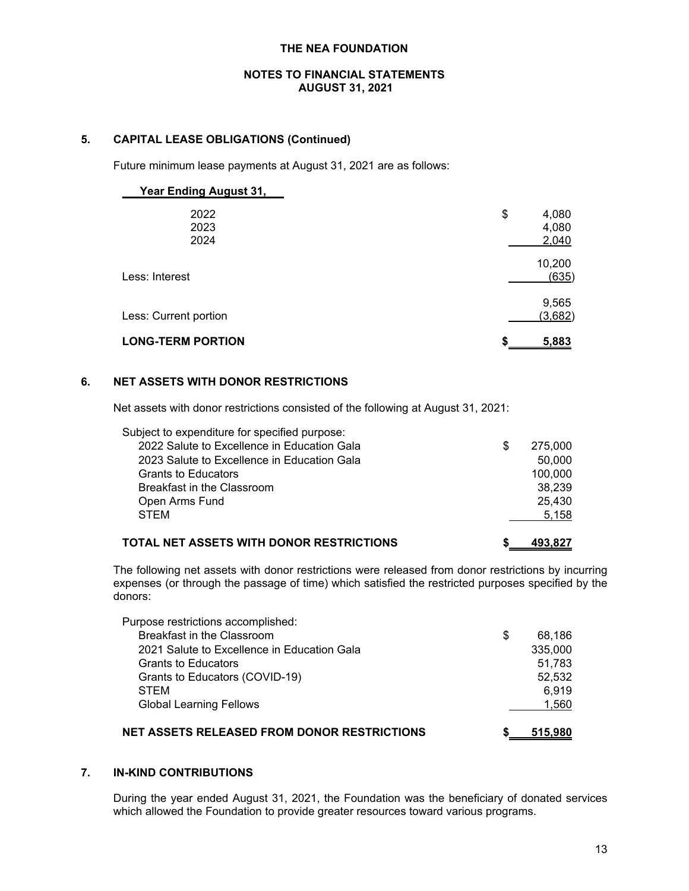THE NEA FOUNDATION

NOTES TO FINANCIAL STATEMENTS
AUGUST 31, 2021

## 5. CAPITAL LEASE OBLIGATIONS (Continued)

Future minimum lease payments at August 31, 2021 are as follows:

| Year Ending August 31, | |
|---|---|
| 2022 | $ 4,080 |
| 2023 | 4,080 |
| 2024 | 2,040 |
| | 10,200 |
| Less: Interest | (635) |
| | 9,565 |
| Less: Current portion | (3,682) |
| **LONG-TERM PORTION** | **$ 5,883** |

## 6. NET ASSETS WITH DONOR RESTRICTIONS

Net assets with donor restrictions consisted of the following at August 31, 2021:

| | |
|---|---|
| Subject to expenditure for specified purpose: | |
| 2022 Salute to Excellence in Education Gala | $ 275,000 |
| 2023 Salute to Excellence in Education Gala | 50,000 |
| Grants to Educators | 100,000 |
| Breakfast in the Classroom | 38,239 |
| Open Arms Fund | 25,430 |
| STEM | 5,158 |
| **TOTAL NET ASSETS WITH DONOR RESTRICTIONS** | **$ 493,827** |

The following net assets with donor restrictions were released from donor restrictions by incurring expenses (or through the passage of time) which satisfied the restricted purposes specified by the donors:

| | |
|---|---|
| Purpose restrictions accomplished: | |
| Breakfast in the Classroom | $ 68,186 |
| 2021 Salute to Excellence in Education Gala | 335,000 |
| Grants to Educators | 51,783 |
| Grants to Educators (COVID-19) | 52,532 |
| STEM | 6,919 |
| Global Learning Fellows | 1,560 |
| **NET ASSETS RELEASED FROM DONOR RESTRICTIONS** | **$ 515,980** |

## 7. IN-KIND CONTRIBUTIONS

During the year ended August 31, 2021, the Foundation was the beneficiary of donated services which allowed the Foundation to provide greater resources toward various programs.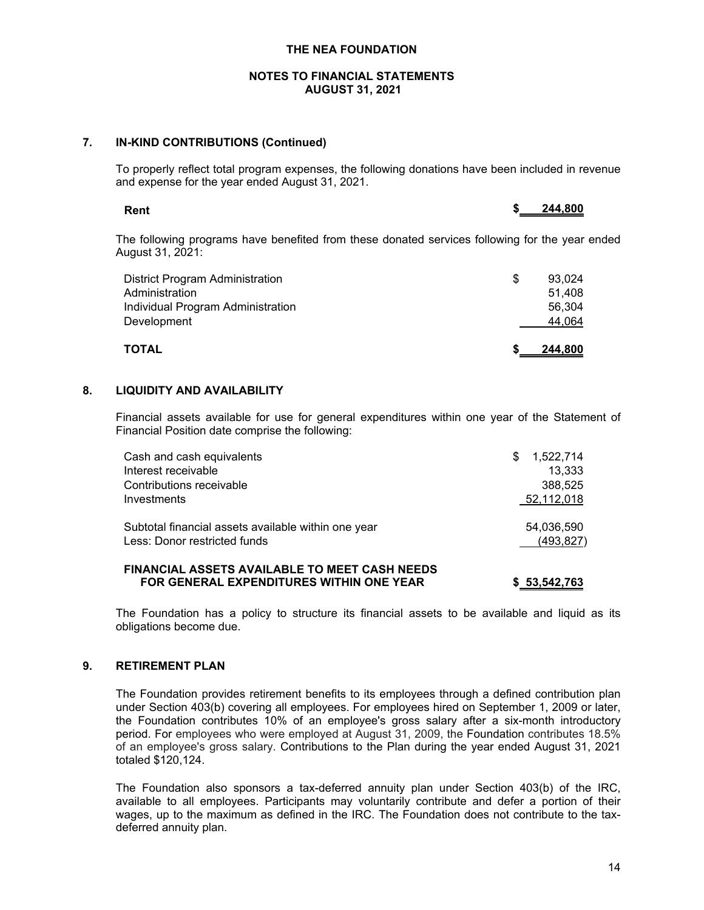## 7. IN-KIND CONTRIBUTIONS (Continued)

To properly reflect total program expenses, the following donations have been included in revenue and expense for the year ended August 31, 2021.

| | |
|---|---|
| **Rent** | **$ 244,800** |

The following programs have benefited from these donated services following for the year ended August 31, 2021:

| | |
|---|---|
| District Program Administration | $ 93,024 |
| Administration | 51,408 |
| Individual Program Administration | 56,304 |
| Development | 44,064 |
| **TOTAL** | **$ 244,800** |

## 8. LIQUIDITY AND AVAILABILITY

Financial assets available for use for general expenditures within one year of the Statement of Financial Position date comprise the following:

| | |
|---|---|
| Cash and cash equivalents | $ 1,522,714 |
| Interest receivable | 13,333 |
| Contributions receivable | 388,525 |
| Investments | 52,112,018 |
| Subtotal financial assets available within one year | 54,036,590 |
| Less: Donor restricted funds | (493,827) |
| **FINANCIAL ASSETS AVAILABLE TO MEET CASH NEEDS FOR GENERAL EXPENDITURES WITHIN ONE YEAR** | **$ 53,542,763** |

The Foundation has a policy to structure its financial assets to be available and liquid as its obligations become due.

## 9. RETIREMENT PLAN

The Foundation provides retirement benefits to its employees through a defined contribution plan under Section 403(b) covering all employees. For employees hired on September 1, 2009 or later, the Foundation contributes 10% of an employee's gross salary after a six-month introductory period. For employees who were employed at August 31, 2009, the Foundation contributes 18.5% of an employee's gross salary. Contributions to the Plan during the year ended August 31, 2021 totaled $120,124.

The Foundation also sponsors a tax-deferred annuity plan under Section 403(b) of the IRC, available to all employees. Participants may voluntarily contribute and defer a portion of their wages, up to the maximum as defined in the IRC. The Foundation does not contribute to the tax-deferred annuity plan.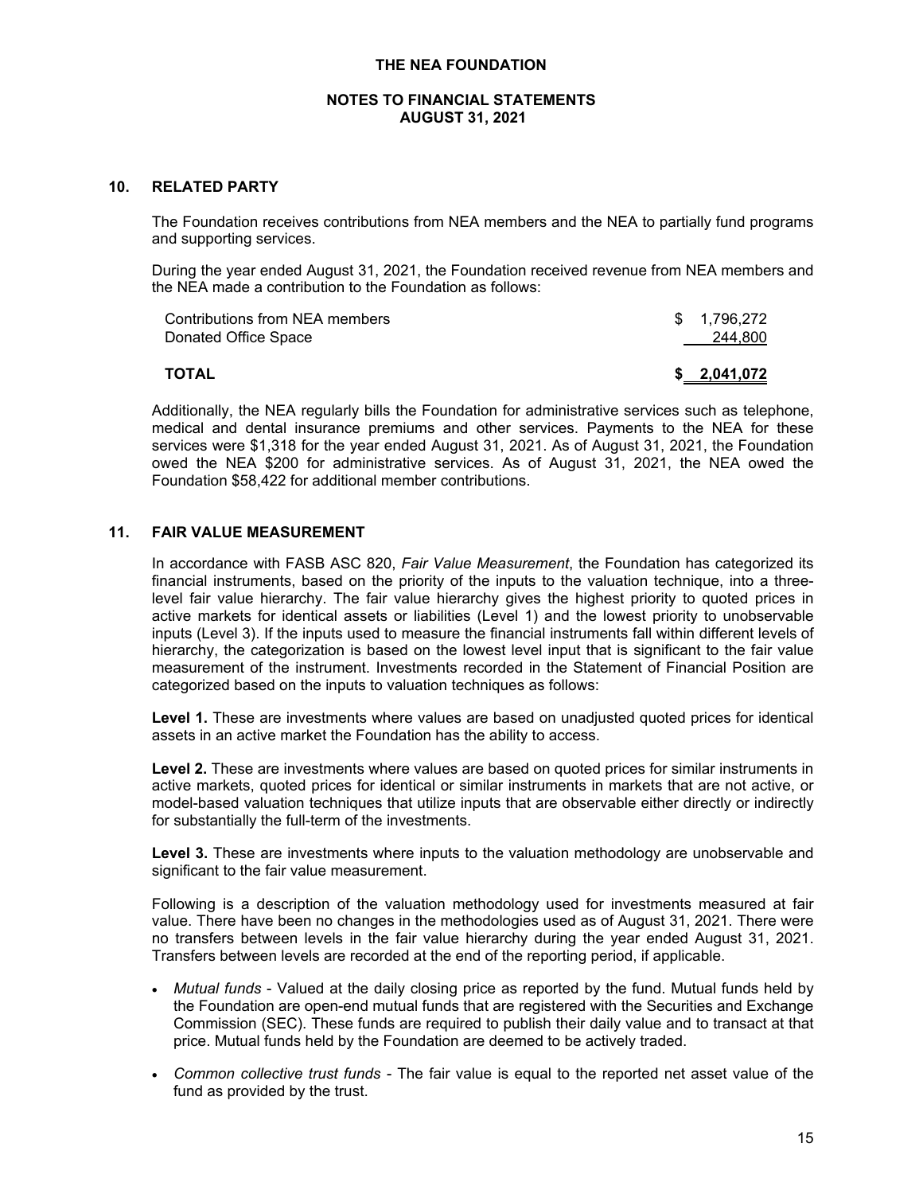# THE NEA FOUNDATION

## NOTES TO FINANCIAL STATEMENTS
## AUGUST 31, 2021

### 10. RELATED PARTY

The Foundation receives contributions from NEA members and the NEA to partially fund programs and supporting services.

During the year ended August 31, 2021, the Foundation received revenue from NEA members and the NEA made a contribution to the Foundation as follows:

| | |
|---|---|
| Contributions from NEA members | $ 1,796,272 |
| Donated Office Space | 244,800 |
| **TOTAL** | **$ 2,041,072** |

Additionally, the NEA regularly bills the Foundation for administrative services such as telephone, medical and dental insurance premiums and other services. Payments to the NEA for these services were $1,318 for the year ended August 31, 2021. As of August 31, 2021, the Foundation owed the NEA $200 for administrative services. As of August 31, 2021, the NEA owed the Foundation $58,422 for additional member contributions.

### 11. FAIR VALUE MEASUREMENT

In accordance with FASB ASC 820, *Fair Value Measurement*, the Foundation has categorized its financial instruments, based on the priority of the inputs to the valuation technique, into a three-level fair value hierarchy. The fair value hierarchy gives the highest priority to quoted prices in active markets for identical assets or liabilities (Level 1) and the lowest priority to unobservable inputs (Level 3). If the inputs used to measure the financial instruments fall within different levels of hierarchy, the categorization is based on the lowest level input that is significant to the fair value measurement of the instrument. Investments recorded in the Statement of Financial Position are categorized based on the inputs to valuation techniques as follows:

**Level 1.** These are investments where values are based on unadjusted quoted prices for identical assets in an active market the Foundation has the ability to access.

**Level 2.** These are investments where values are based on quoted prices for similar instruments in active markets, quoted prices for identical or similar instruments in markets that are not active, or model-based valuation techniques that utilize inputs that are observable either directly or indirectly for substantially the full-term of the investments.

**Level 3.** These are investments where inputs to the valuation methodology are unobservable and significant to the fair value measurement.

Following is a description of the valuation methodology used for investments measured at fair value. There have been no changes in the methodologies used as of August 31, 2021. There were no transfers between levels in the fair value hierarchy during the year ended August 31, 2021. Transfers between levels are recorded at the end of the reporting period, if applicable.

- *Mutual funds* - Valued at the daily closing price as reported by the fund. Mutual funds held by the Foundation are open-end mutual funds that are registered with the Securities and Exchange Commission (SEC). These funds are required to publish their daily value and to transact at that price. Mutual funds held by the Foundation are deemed to be actively traded.
- *Common collective trust funds* - The fair value is equal to the reported net asset value of the fund as provided by the trust.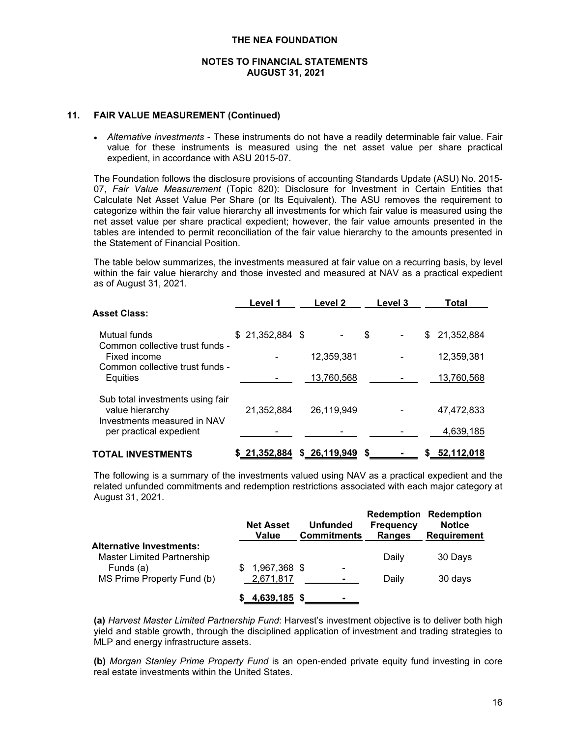## 11. FAIR VALUE MEASUREMENT (Continued)

- *Alternative investments* - These instruments do not have a readily determinable fair value. Fair value for these instruments is measured using the net asset value per share practical expedient, in accordance with ASU 2015-07.

The Foundation follows the disclosure provisions of accounting Standards Update (ASU) No. 2015-07, *Fair Value Measurement* (Topic 820): Disclosure for Investment in Certain Entities that Calculate Net Asset Value Per Share (or Its Equivalent). The ASU removes the requirement to categorize within the fair value hierarchy all investments for which fair value is measured using the net asset value per share practical expedient; however, the fair value amounts presented in the tables are intended to permit reconciliation of the fair value hierarchy to the amounts presented in the Statement of Financial Position.

The table below summarizes, the investments measured at fair value on a recurring basis, by level within the fair value hierarchy and those invested and measured at NAV as a practical expedient as of August 31, 2021.

| | Level 1 | Level 2 | Level 3 | Total |
|---|---|---|---|---|
| **Asset Class:** | | | | |
| Mutual funds | $ 21,352,884 | $ - | $ - | $ 21,352,884 |
| Common collective trust funds - Fixed income | - | 12,359,381 | - | 12,359,381 |
| Common collective trust funds - Equities | - | 13,760,568 | - | 13,760,568 |
| Sub total investments using fair value hierarchy | 21,352,884 | 26,119,949 | - | 47,472,833 |
| Investments measured in NAV per practical expedient | - | - | - | 4,639,185 |
| **TOTAL INVESTMENTS** | **$ 21,352,884** | **$ 26,119,949** | **$ -** | **$ 52,112,018** |

The following is a summary of the investments valued using NAV as a practical expedient and the related unfunded commitments and redemption restrictions associated with each major category at August 31, 2021.

| | Net Asset Value | Unfunded Commitments | Redemption Frequency Ranges | Redemption Notice Requirement |
|---|---|---|---|---|
| **Alternative Investments:** | | | | |
| Master Limited Partnership Funds (a) | $ 1,967,368 | $ - | Daily | 30 Days |
| MS Prime Property Fund (b) | 2,671,817 | - | Daily | 30 days |
| | **$ 4,639,185** | **$ -** | | |

**(a)** *Harvest Master Limited Partnership Fund*: Harvest's investment objective is to deliver both high yield and stable growth, through the disciplined application of investment and trading strategies to MLP and energy infrastructure assets.

**(b)** *Morgan Stanley Prime Property Fund* is an open-ended private equity fund investing in core real estate investments within the United States.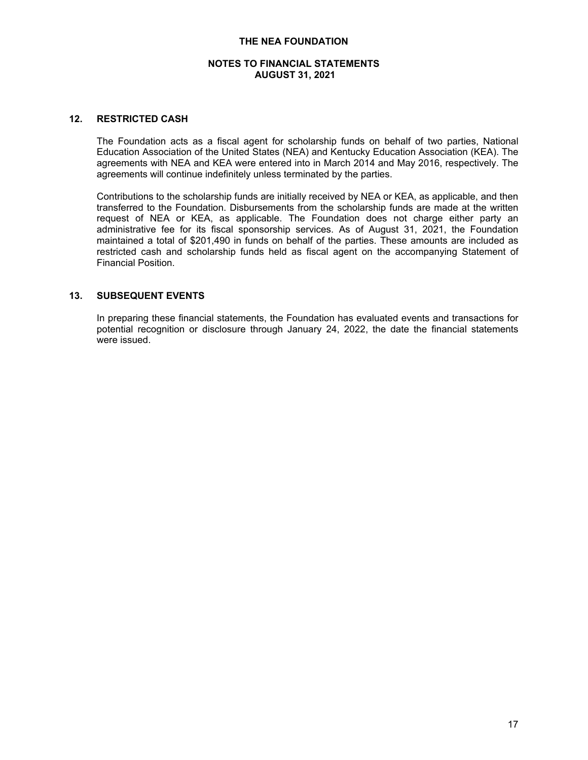## 12. RESTRICTED CASH

The Foundation acts as a fiscal agent for scholarship funds on behalf of two parties, National Education Association of the United States (NEA) and Kentucky Education Association (KEA). The agreements with NEA and KEA were entered into in March 2014 and May 2016, respectively. The agreements will continue indefinitely unless terminated by the parties.

Contributions to the scholarship funds are initially received by NEA or KEA, as applicable, and then transferred to the Foundation. Disbursements from the scholarship funds are made at the written request of NEA or KEA, as applicable. The Foundation does not charge either party an administrative fee for its fiscal sponsorship services. As of August 31, 2021, the Foundation maintained a total of $201,490 in funds on behalf of the parties. These amounts are included as restricted cash and scholarship funds held as fiscal agent on the accompanying Statement of Financial Position.

## 13. SUBSEQUENT EVENTS

In preparing these financial statements, the Foundation has evaluated events and transactions for potential recognition or disclosure through January 24, 2022, the date the financial statements were issued.